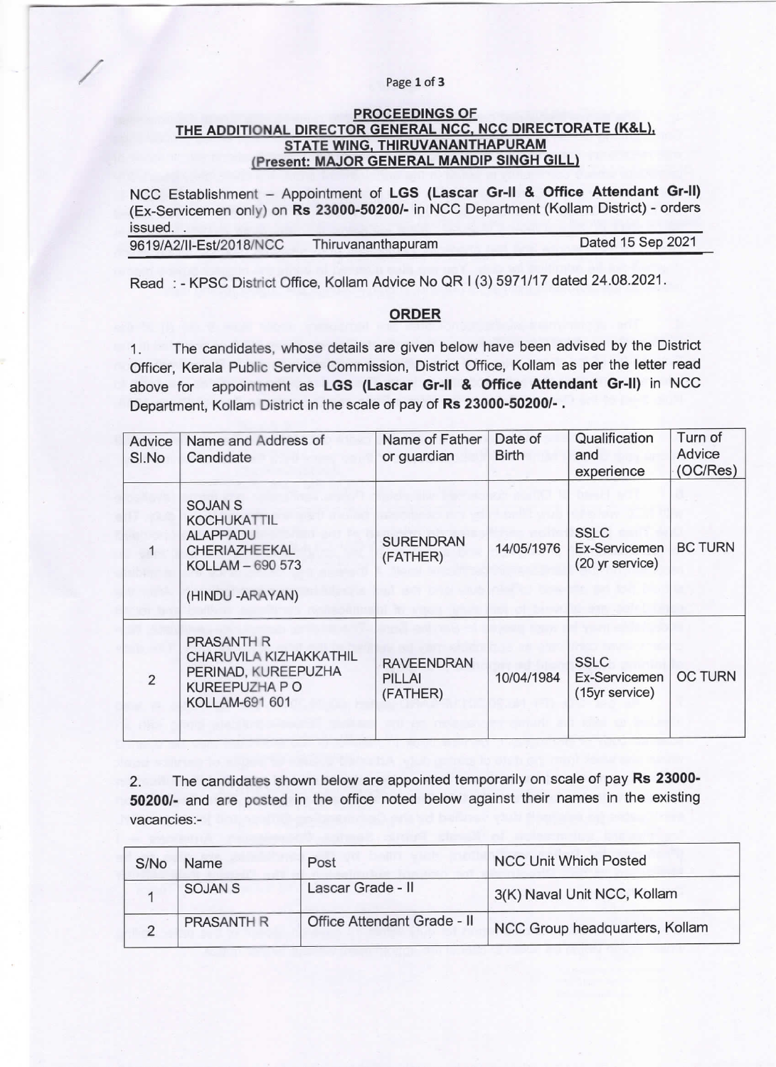**PROCEEDINGS OF**
**THE ADDITIONAL DIRECTOR GENERAL NCC, NCC DIRECTORATE (K&L), STATE WING, THIRUVANANTHAPURAM**
**(Present: MAJOR GENERAL MANDIP SINGH GILL)**

NCC Establishment – Appointment of **LGS (Lascar Gr-II & Office Attendant Gr-II)** (Ex-Servicemen only) on **Rs 23000-50200/-** in NCC Department (Kollam District) - orders issued. .

9619/A2/II-Est/2018/NCC Thiruvananthapuram Dated 15 Sep 2021

Read : - KPSC District Office, Kollam Advice No QR I (3) 5971/17 dated 24.08.2021.

## ORDER

1. The candidates, whose details are given below have been advised by the District Officer, Kerala Public Service Commission, District Office, Kollam as per the letter read above for appointment as **LGS (Lascar Gr-II & Office Attendant Gr-II)** in NCC Department, Kollam District in the scale of pay of **Rs 23000-50200/-** .

| Advice Sl.No | Name and Address of Candidate | Name of Father or guardian | Date of Birth | Qualification and experience | Turn of Advice (OC/Res) |
|---|---|---|---|---|---|
| 1 | SOJAN S<br>KOCHUKATTIL<br>ALAPPADU<br>CHERIAZHEEKAL<br>KOLLAM – 690 573<br>(HINDU -ARAYAN) | SURENDRAN (FATHER) | 14/05/1976 | SSLC<br>Ex-Servicemen (20 yr service) | BC TURN |
| 2 | PRASANTH R<br>CHARUVILA KIZHAKKATHIL<br>PERINAD, KUREEPUZHA<br>KUREEPUZHA P O<br>KOLLAM-691 601 | RAVEENDRAN PILLAI (FATHER) | 10/04/1984 | SSLC<br>Ex-Servicemen (15yr service) | OC TURN |

2. The candidates shown below are appointed temporarily on scale of pay **Rs 23000-50200/-** and are posted in the office noted below against their names in the existing vacancies:-

| S/No | Name | Post | NCC Unit Which Posted |
|---|---|---|---|
| 1 | SOJAN S | Lascar Grade - II | 3(K) Naval Unit NCC, Kollam |
| 2 | PRASANTH R | Office Attendant Grade - II | NCC Group headquarters, Kollam |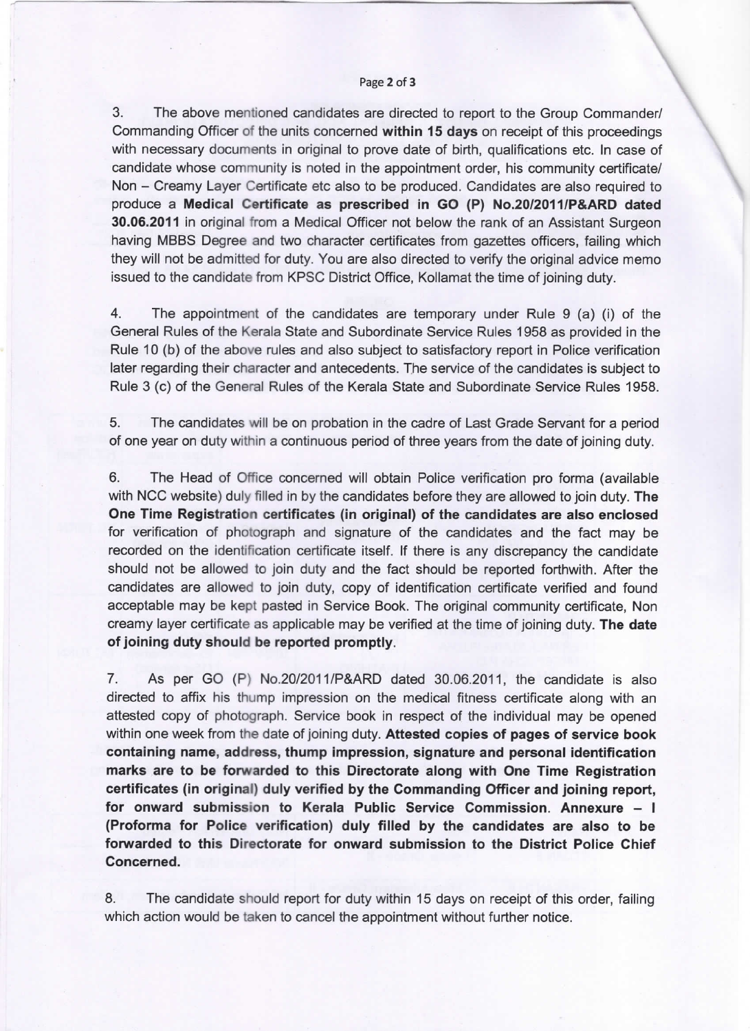3. The above mentioned candidates are directed to report to the Group Commander/ Commanding Officer of the units concerned **within 15 days** on receipt of this proceedings with necessary documents in original to prove date of birth, qualifications etc. In case of candidate whose community is noted in the appointment order, his community certificate/ Non – Creamy Layer Certificate etc also to be produced. Candidates are also required to produce a **Medical Certificate as prescribed in GO (P) No.20/2011/P&ARD dated 30.06.2011** in original from a Medical Officer not below the rank of an Assistant Surgeon having MBBS Degree and two character certificates from gazettes officers, failing which they will not be admitted for duty. You are also directed to verify the original advice memo issued to the candidate from KPSC District Office, Kollamat the time of joining duty.

4. The appointment of the candidates are temporary under Rule 9 (a) (i) of the General Rules of the Kerala State and Subordinate Service Rules 1958 as provided in the Rule 10 (b) of the above rules and also subject to satisfactory report in Police verification later regarding their character and antecedents. The service of the candidates is subject to Rule 3 (c) of the General Rules of the Kerala State and Subordinate Service Rules 1958.

5. The candidates will be on probation in the cadre of Last Grade Servant for a period of one year on duty within a continuous period of three years from the date of joining duty.

6. The Head of Office concerned will obtain Police verification pro forma (available with NCC website) duly filled in by the candidates before they are allowed to join duty. **The One Time Registration certificates (in original) of the candidates are also enclosed** for verification of photograph and signature of the candidates and the fact may be recorded on the identification certificate itself. If there is any discrepancy the candidate should not be allowed to join duty and the fact should be reported forthwith. After the candidates are allowed to join duty, copy of identification certificate verified and found acceptable may be kept pasted in Service Book. The original community certificate, Non creamy layer certificate as applicable may be verified at the time of joining duty. **The date of joining duty should be reported promptly**.

7. As per GO (P) No.20/2011/P&ARD dated 30.06.2011, the candidate is also directed to affix his thump impression on the medical fitness certificate along with an attested copy of photograph. Service book in respect of the individual may be opened within one week from the date of joining duty. **Attested copies of pages of service book containing name, address, thump impression, signature and personal identification marks are to be forwarded to this Directorate along with One Time Registration certificates (in original) duly verified by the Commanding Officer and joining report, for onward submission to Kerala Public Service Commission. Annexure – I (Proforma for Police verification) duly filled by the candidates are also to be forwarded to this Directorate for onward submission to the District Police Chief Concerned.**

8. The candidate should report for duty within 15 days on receipt of this order, failing which action would be taken to cancel the appointment without further notice.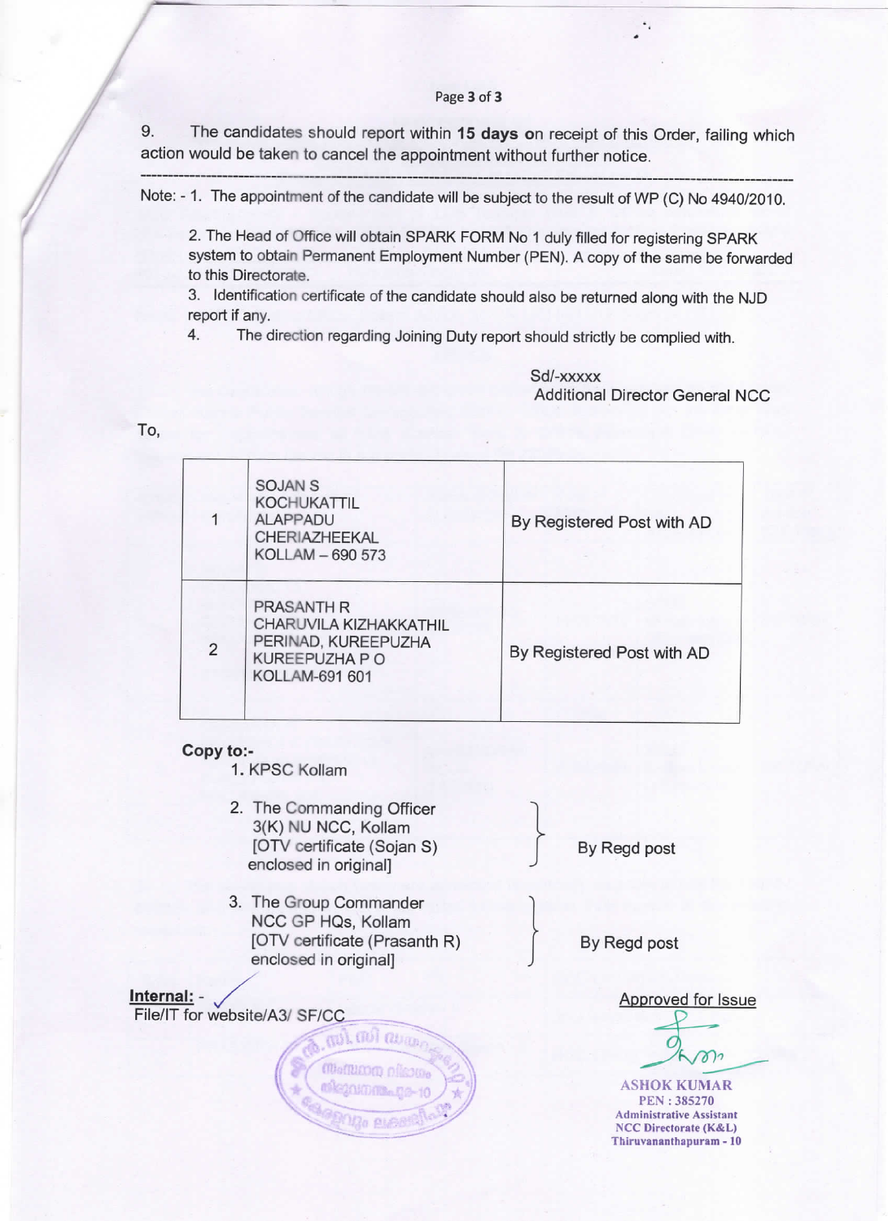9. The candidates should report within **15 days** on receipt of this Order, failing which action would be taken to cancel the appointment without further notice.

---

Note: - 1. The appointment of the candidate will be subject to the result of WP (C) No 4940/2010.

2. The Head of Office will obtain SPARK FORM No 1 duly filled for registering SPARK system to obtain Permanent Employment Number (PEN). A copy of the same be forwarded to this Directorate.
3. Identification certificate of the candidate should also be returned along with the NJD report if any.
4. The direction regarding Joining Duty report should strictly be complied with.

Sd/-xxxxx
Additional Director General NCC

To,

| | | |
|---|---|---|
| 1 | SOJAN S<br>KOCHUKATTIL<br>ALAPPADU<br>CHERIAZHEEKAL<br>KOLLAM – 690 573 | By Registered Post with AD |
| 2 | PRASANTH R<br>CHARUVILA KIZHAKKATHIL<br>PERINAD, KUREEPUZHA<br>KUREEPUZHA P O<br>KOLLAM-691 601 | By Registered Post with AD |

**Copy to:-**

1. KPSC Kollam
2. The Commanding Officer 3(K) NU NCC, Kollam [OTV certificate (Sojan S) enclosed in original] — By Regd post
3. The Group Commander NCC GP HQs, Kollam [OTV certificate (Prasanth R) enclosed in original] — By Regd post

**Internal:** -
File/IT for website/A3/ SF/CC

Approved for Issue

ASHOK KUMAR
PEN : 385270
Administrative Assistant
NCC Directorate (K&L)
Thiruvananthapuram - 10